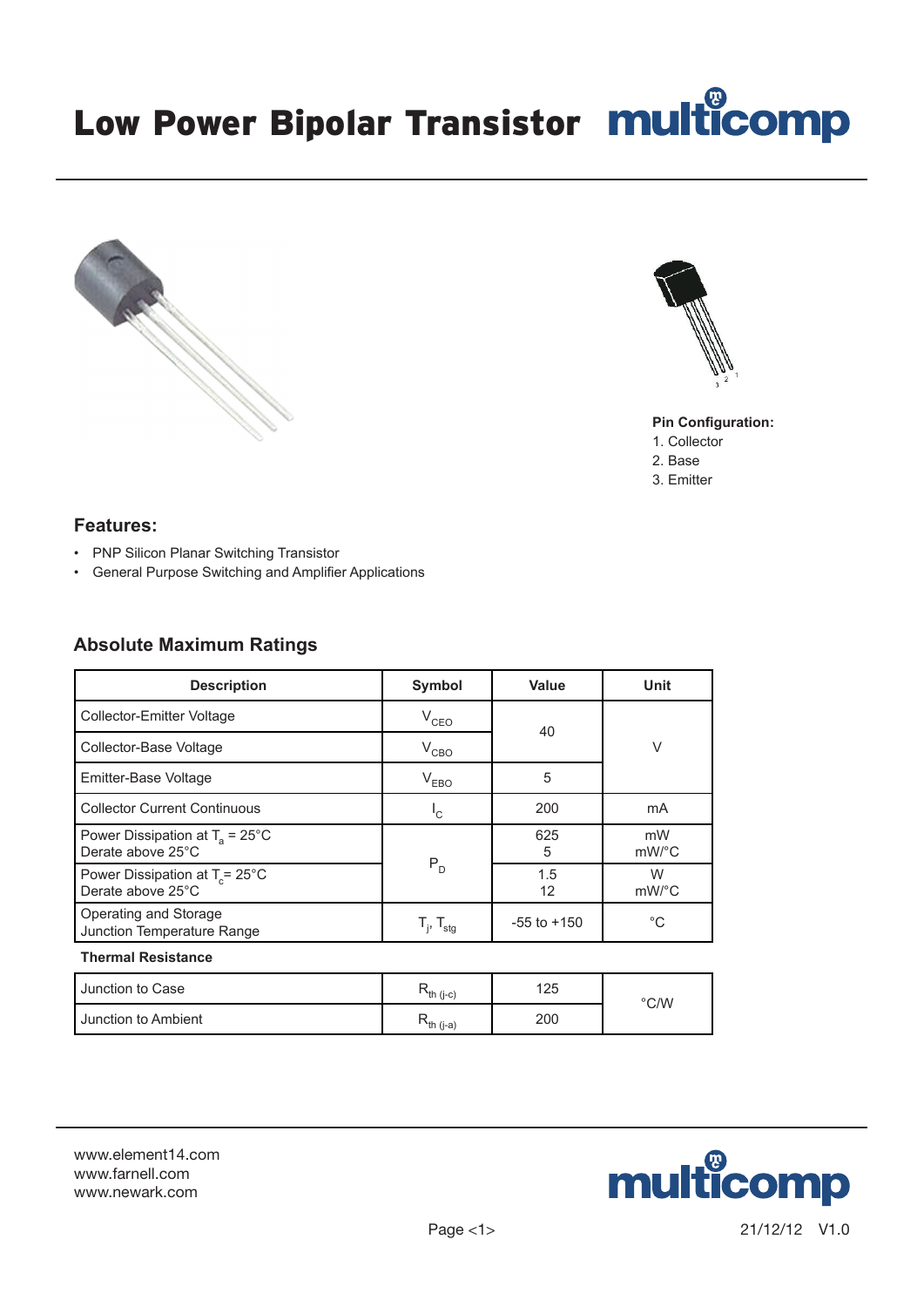# Low Power Bipolar Transistor

**Pin Configuration:**

1. Collector
2. Base
3. Emitter

## Features:

- PNP Silicon Planar Switching Transistor
- General Purpose Switching and Amplifier Applications

## Absolute Maximum Ratings

| Description | Symbol | Value | Unit |
|---|---|---|---|
| Collector-Emitter Voltage | $V_{CEO}$ | 40 | V |
| Collector-Base Voltage | $V_{CBO}$ | | |
| Emitter-Base Voltage | $V_{EBO}$ | 5 | |
| Collector Current Continuous | $I_C$ | 200 | mA |
| Power Dissipation at $T_a$ = 25°C<br>Derate above 25°C | $P_D$ | 625<br>5 | mW<br>mW/°C |
| Power Dissipation at $T_c$= 25°C<br>Derate above 25°C | | 1.5<br>12 | W<br>mW/°C |
| Operating and Storage<br>Junction Temperature Range | $T_j$, $T_{stg}$ | -55 to +150 | °C |

**Thermal Resistance**

| Description | Symbol | Value | Unit |
|---|---|---|---|
| Junction to Case | $R_{th\ (j\text{-}c)}$ | 125 | °C/W |
| Junction to Ambient | $R_{th\ (j\text{-}a)}$ | 200 | |

www.element14.com
www.farnell.com
www.newark.com

21/12/12 V1.0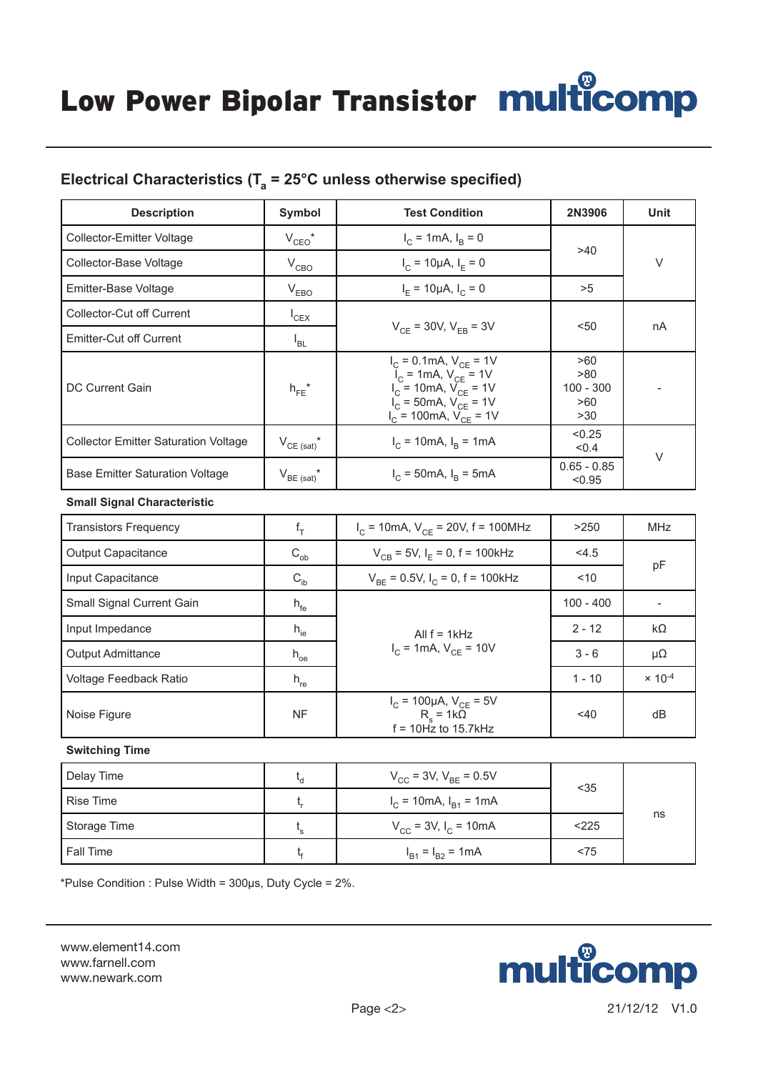# Low Power Bipolar Transistor

## Electrical Characteristics ($T_a$ = 25°C unless otherwise specified)

| Description | Symbol | Test Condition | 2N3906 | Unit |
|---|---|---|---|---|
| Collector-Emitter Voltage | $V_{CEO}$* | $I_C$ = 1mA, $I_B$ = 0 | >40 | V |
| Collector-Base Voltage | $V_{CBO}$ | $I_C$ = 10μA, $I_E$ = 0 | >40 | V |
| Emitter-Base Voltage | $V_{EBO}$ | $I_E$ = 10μA, $I_C$ = 0 | >5 | V |
| Collector-Cut off Current | $I_{CEX}$ | $V_{CE}$ = 30V, $V_{EB}$ = 3V | <50 | nA |
| Emitter-Cut off Current | $I_{BL}$ | $V_{CE}$ = 30V, $V_{EB}$ = 3V | <50 | nA |
| DC Current Gain | $h_{FE}$* | $I_C$ = 0.1mA, $V_{CE}$ = 1V<br>$I_C$ = 1mA, $V_{CE}$ = 1V<br>$I_C$ = 10mA, $V_{CE}$ = 1V<br>$I_C$ = 50mA, $V_{CE}$ = 1V<br>$I_C$ = 100mA, $V_{CE}$ = 1V | >60<br>>80<br>100 - 300<br>>60<br>>30 | - |
| Collector Emitter Saturation Voltage | $V_{CE (sat)}$* | $I_C$ = 10mA, $I_B$ = 1mA | <0.25<br><0.4 | V |
| Base Emitter Saturation Voltage | $V_{BE (sat)}$* | $I_C$ = 50mA, $I_B$ = 5mA | 0.65 - 0.85<br><0.95 | V |

**Small Signal Characteristic**

| Description | Symbol | Test Condition | 2N3906 | Unit |
|---|---|---|---|---|
| Transistors Frequency | $f_T$ | $I_C$ = 10mA, $V_{CE}$ = 20V, f = 100MHz | >250 | MHz |
| Output Capacitance | $C_{ob}$ | $V_{CB}$ = 5V, $I_E$ = 0, f = 100kHz | <4.5 | pF |
| Input Capacitance | $C_{ib}$ | $V_{BE}$ = 0.5V, $I_C$ = 0, f = 100kHz | <10 | pF |
| Small Signal Current Gain | $h_{fe}$ | All f = 1kHz<br>$I_C$ = 1mA, $V_{CE}$ = 10V | 100 - 400 | - |
| Input Impedance | $h_{ie}$ | All f = 1kHz<br>$I_C$ = 1mA, $V_{CE}$ = 10V | 2 - 12 | kΩ |
| Output Admittance | $h_{oe}$ | All f = 1kHz<br>$I_C$ = 1mA, $V_{CE}$ = 10V | 3 - 6 | μΩ |
| Voltage Feedback Ratio | $h_{re}$ | All f = 1kHz<br>$I_C$ = 1mA, $V_{CE}$ = 10V | 1 - 10 | $\times 10^{-4}$ |
| Noise Figure | NF | $I_C$ = 100μA, $V_{CE}$ = 5V<br>$R_s$ = 1kΩ<br>f = 10Hz to 15.7kHz | <40 | dB |

**Switching Time**

| Description | Symbol | Test Condition | 2N3906 | Unit |
|---|---|---|---|---|
| Delay Time | $t_d$ | $V_{CC}$ = 3V, $V_{BE}$ = 0.5V | <35 | ns |
| Rise Time | $t_r$ | $I_C$ = 10mA, $I_{B1}$ = 1mA | <35 | ns |
| Storage Time | $t_s$ | $V_{CC}$ = 3V, $I_C$ = 10mA | <225 | ns |
| Fall Time | $t_f$ | $I_{B1}$ = $I_{B2}$ = 1mA | <75 | ns |

*Pulse Condition : Pulse Width = 300μs, Duty Cycle = 2%.

www.element14.com
www.farnell.com
www.newark.com

21/12/12 V1.0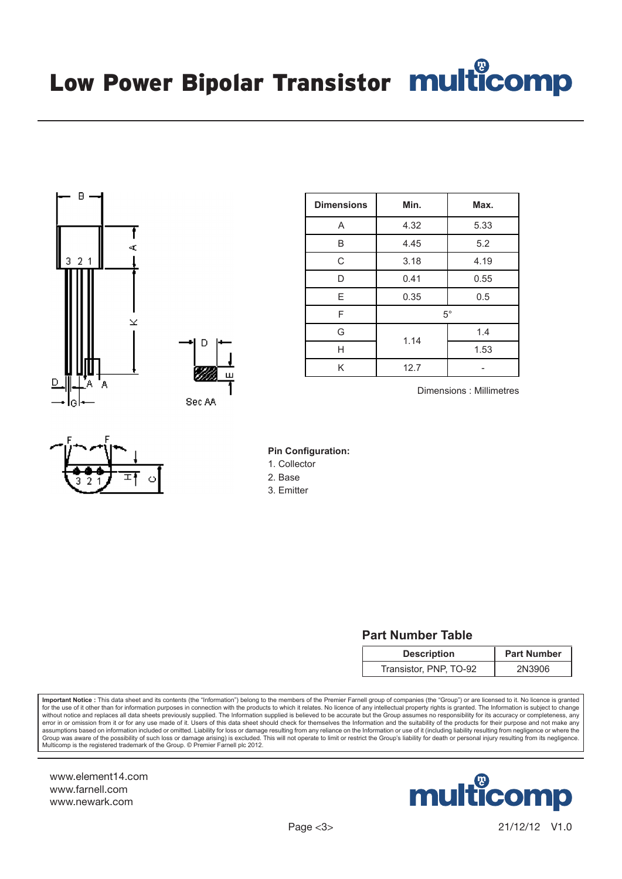# Low Power Bipolar Transistor

| Dimensions | Min. | Max. |
|---|---|---|
| A | 4.32 | 5.33 |
| B | 4.45 | 5.2 |
| C | 3.18 | 4.19 |
| D | 0.41 | 0.55 |
| E | 0.35 | 0.5 |
| F | 5° | |
| G | 1.14 | 1.4 |
| H | | 1.53 |
| K | 12.7 | - |

Dimensions : Millimetres

**Pin Configuration:**

1. Collector
2. Base
3. Emitter

## Part Number Table

| Description | Part Number |
|---|---|
| Transistor, PNP, TO-92 | 2N3906 |

**Important Notice :** This data sheet and its contents (the "Information") belong to the members of the Premier Farnell group of companies (the "Group") or are licensed to it. No licence is granted for the use of it other than for information purposes in connection with the products to which it relates. No licence of any intellectual property rights is granted. The Information is subject to change without notice and replaces all data sheets previously supplied. The Information supplied is believed to be accurate but the Group assumes no responsibility for its accuracy or completeness, any error in or omission from it or for any use made of it. Users of this data sheet should check for themselves the Information and the suitability of the products for their purpose and not make any assumptions based on information included or omitted. Liability for loss or damage resulting from any reliance on the Information or use of it (including liability resulting from negligence or where the Group was aware of the possibility of such loss or damage arising) is excluded. This will not operate to limit or restrict the Group's liability for death or personal injury resulting from its negligence. Multicomp is the registered trademark of the Group. © Premier Farnell plc 2012.

www.element14.com
www.farnell.com
www.newark.com

21/12/12 V1.0